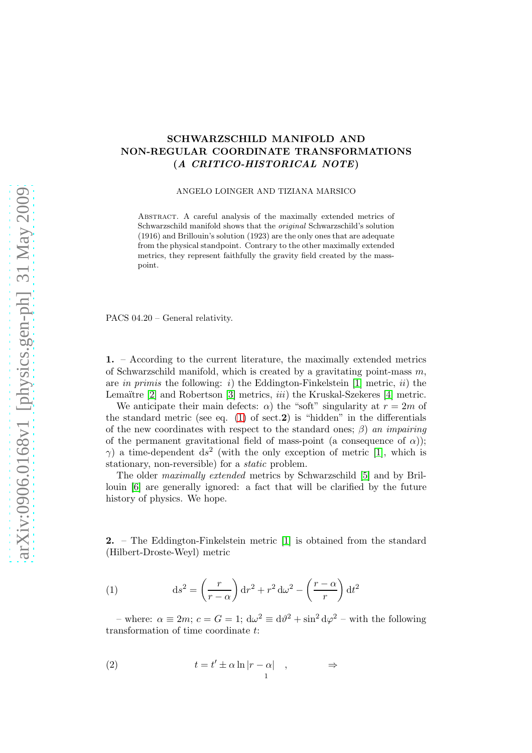# SCHWARZSCHILD MANIFOLD AND NON-REGULAR COORDINATE TRANSFORMATIONS (*A CRITICO-HISTORICAL NOTE*)

ANGELO LOINGER AND TIZIANA MARSICO

Abstract. A careful analysis of the maximally extended metrics of Schwarzschild manifold shows that the *original* Schwarzschild's solution (1916) and Brillouin's solution (1923) are the only ones that are adequate from the physical standpoint. Contrary to the other maximally extended metrics, they represent faithfully the gravity field created by the mass-point.

PACS 04.20 – General relativity.

**1.** – According to the current literature, the maximally extended metrics of Schwarzschild manifold, which is created by a gravitating point-mass $m$, are *in primis* the following: *i*) the Eddington-Finkelstein [1] metric, *ii*) the Lemaître [2] and Robertson [3] metrics, *iii*) the Kruskal-Szekeres [4] metric.

We anticipate their main defects: $\alpha$) the "soft" singularity at $r = 2m$ of the standard metric (see eq. (1) of sect.**2**) is "hidden" in the differentials of the new coordinates with respect to the standard ones; $\beta$) *an impairing* of the permanent gravitational field of mass-point (a consequence of $\alpha$)); $\gamma$) a time-dependent $\mathrm{d}s^2$ (with the only exception of metric [1], which is stationary, non-reversible) for a *static* problem.

The older *maximally extended* metrics by Schwarzschild [5] and by Brillouin [6] are generally ignored: a fact that will be clarified by the future history of physics. We hope.

**2.** – The Eddington-Finkelstein metric [1] is obtained from the standard (Hilbert-Droste-Weyl) metric

$$\mathrm{d}s^2 = \left(\frac{r}{r-\alpha}\right)\mathrm{d}r^2 + r^2\,\mathrm{d}\omega^2 - \left(\frac{r-\alpha}{r}\right)\mathrm{d}t^2 \tag{1}$$

– where: $\alpha \equiv 2m$; $c = G = 1$; $\mathrm{d}\omega^2 \equiv \mathrm{d}\vartheta^2 + \sin^2\mathrm{d}\varphi^2$ – with the following transformation of time coordinate $t$:

$$t = t' \pm \alpha \ln|r - \alpha| \quad , \qquad \Rightarrow \tag{2}$$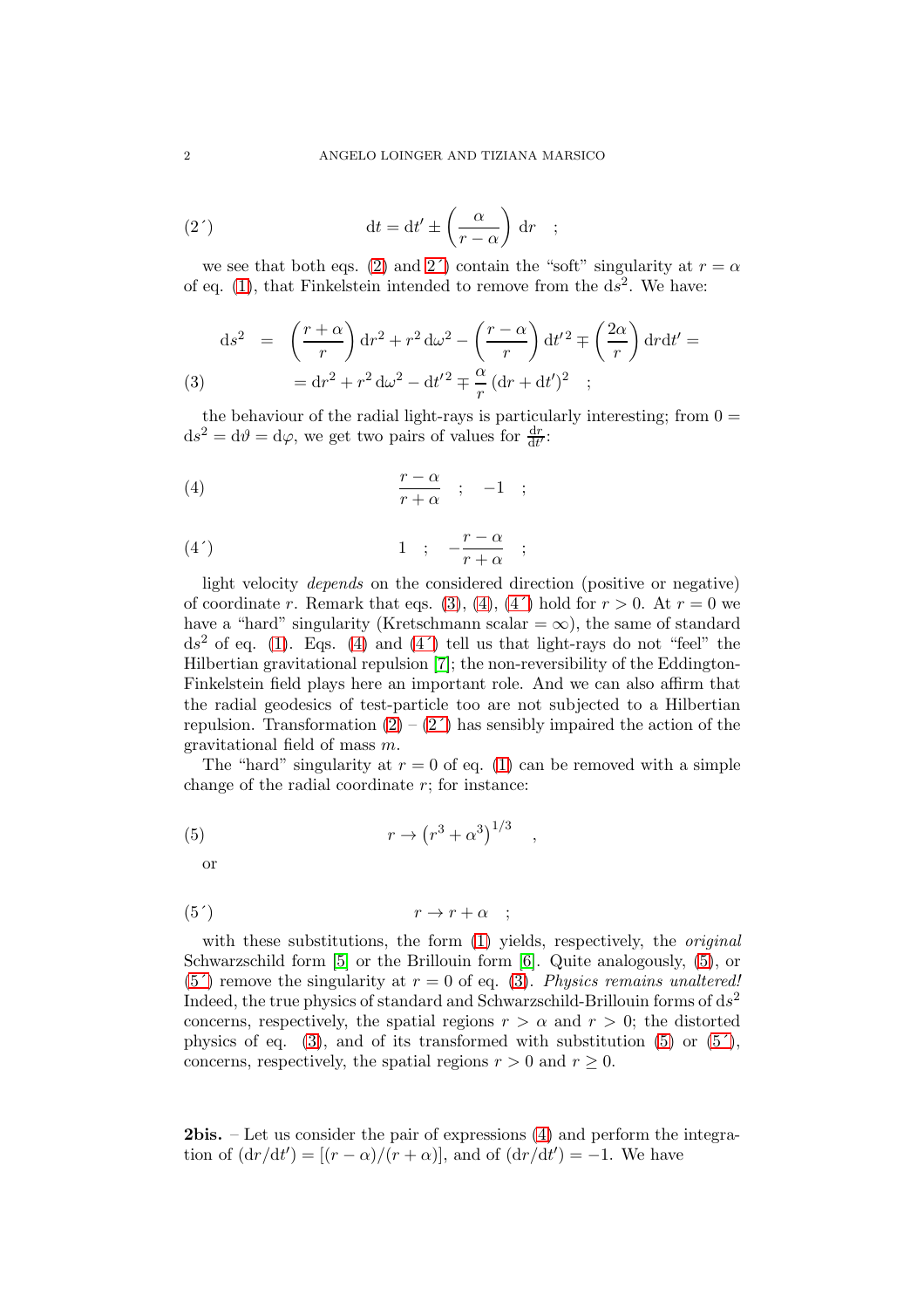$$
\mathrm{d}t = \mathrm{d}t' \pm \left( \frac{\alpha}{r-\alpha} \right) \mathrm{d}r \quad ; \tag{2´}
$$

we see that both eqs. (2) and 2´) contain the "soft" singularity at $r = \alpha$ of eq. (1), that Finkelstein intended to remove from the $\mathrm{d}s^2$. We have:

$$
\begin{aligned}
\mathrm{d}s^2 &= \left( \frac{r+\alpha}{r} \right) \mathrm{d}r^2 + r^2\, \mathrm{d}\omega^2 - \left( \frac{r-\alpha}{r} \right) \mathrm{d}t'^2 \mp \left( \frac{2\alpha}{r} \right) \mathrm{d}r \mathrm{d}t' = \\
&= \mathrm{d}r^2 + r^2\, \mathrm{d}\omega^2 - \mathrm{d}t'^2 \mp \frac{\alpha}{r} \left( \mathrm{d}r + \mathrm{d}t' \right)^2 \quad ;
\end{aligned} \tag{3}
$$

the behaviour of the radial light-rays is particularly interesting; from $0 = \mathrm{d}s^2 = \mathrm{d}\vartheta = \mathrm{d}\varphi$, we get two pairs of values for $\frac{\mathrm{d}r}{\mathrm{d}t'}$:

$$
\frac{r-\alpha}{r+\alpha} \quad ; \quad -1 \quad ; \tag{4}
$$

$$
1 \quad ; \quad -\frac{r-\alpha}{r+\alpha} \quad ; \tag{4´}
$$

light velocity *depends* on the considered direction (positive or negative) of coordinate $r$. Remark that eqs. (3), (4), (4´) hold for $r > 0$. At $r = 0$ we have a "hard" singularity (Kretschmann scalar $= \infty$), the same of standard $\mathrm{d}s^2$ of eq. (1). Eqs. (4) and (4´) tell us that light-rays do not "feel" the Hilbertian gravitational repulsion [7]; the non-reversibility of the Eddington-Finkelstein field plays here an important role. And we can also affirm that the radial geodesics of test-particle too are not subjected to a Hilbertian repulsion. Transformation (2) – (2´) has sensibly impaired the action of the gravitational field of mass $m$.

The "hard" singularity at $r = 0$ of eq. (1) can be removed with a simple change of the radial coordinate $r$; for instance:

$$
r \rightarrow \left( r^3 + \alpha^3 \right)^{1/3} \quad , \tag{5}
$$

or

$$
r \rightarrow r + \alpha \quad ; \tag{5´}
$$

with these substitutions, the form (1) yields, respectively, the *original* Schwarzschild form [5] or the Brillouin form [6]. Quite analogously, (5), or (5´) remove the singularity at $r = 0$ of eq. (3). *Physics remains unaltered!* Indeed, the true physics of standard and Schwarzschild-Brillouin forms of $\mathrm{d}s^2$ concerns, respectively, the spatial regions $r > \alpha$ and $r > 0$; the distorted physics of eq. (3), and of its transformed with substitution (5) or (5´), concerns, respectively, the spatial regions $r > 0$ and $r \geq 0$.

**2bis.** – Let us consider the pair of expressions (4) and perform the integration of $(\mathrm{d}r/\mathrm{d}t') = [(r-\alpha)/(r+\alpha)]$, and of $(\mathrm{d}r/\mathrm{d}t') = -1$. We have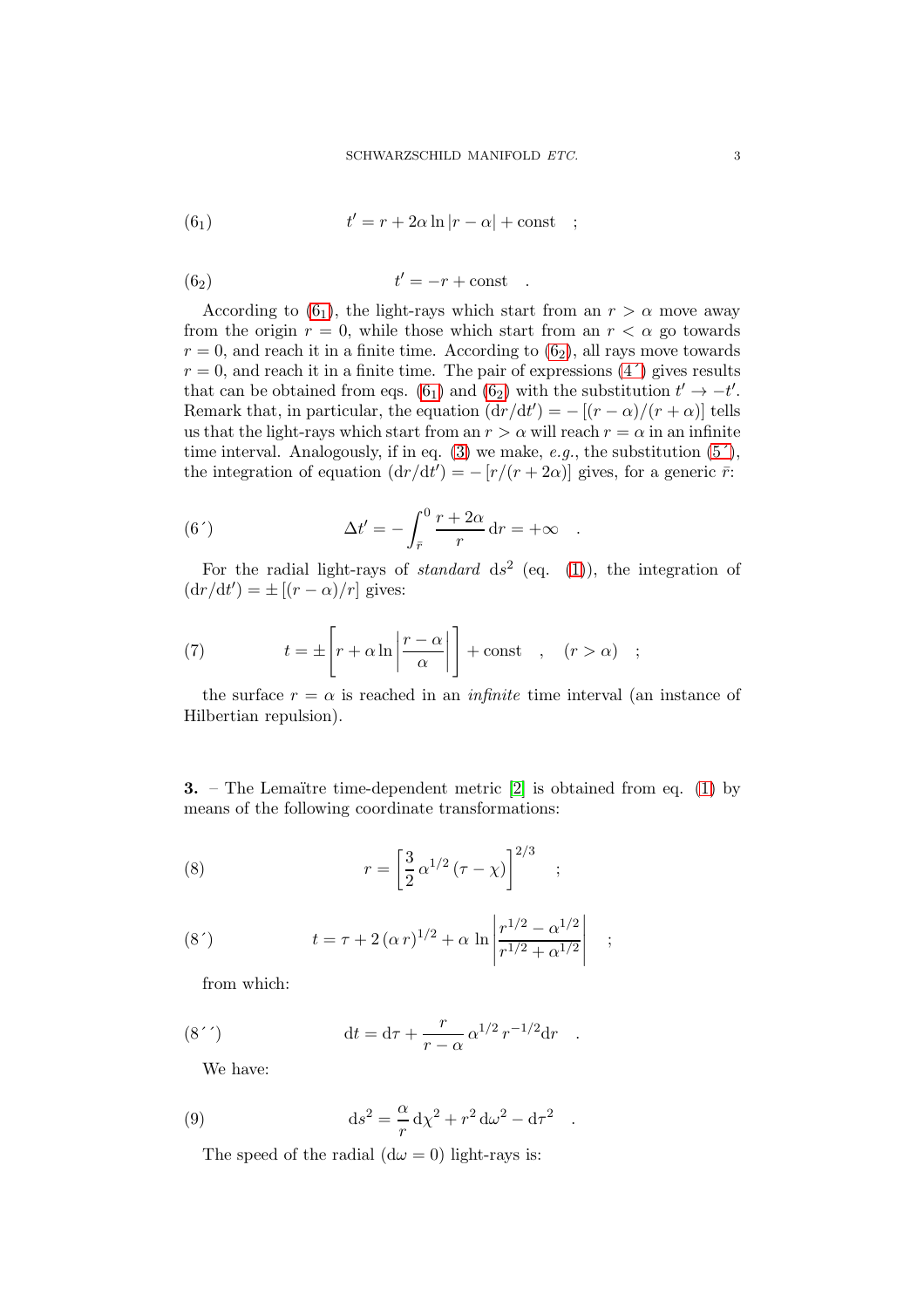$$(6_1) \qquad t' = r + 2\alpha \ln|r-\alpha| + \text{const} \quad ;$$

$$(6_2) \qquad t' = -r + \text{const} \quad .$$

According to ($6_1$), the light-rays which start from an $r > \alpha$ move away from the origin $r = 0$, while those which start from an $r < \alpha$ go towards $r = 0$, and reach it in a finite time. According to ($6_2$), all rays move towards $r = 0$, and reach it in a finite time. The pair of expressions (4´) gives results that can be obtained from eqs. ($6_1$) and ($6_2$) with the substitution $t' \to -t'$. Remark that, in particular, the equation $(\mathrm{d}r/\mathrm{d}t') = -[(r-\alpha)/(r+\alpha)]$ tells us that the light-rays which start from an $r > \alpha$ will reach $r = \alpha$ in an infinite time interval. Analogously, if in eq. (3) we make, *e.g.*, the substitution (5´), the integration of equation $(\mathrm{d}r/\mathrm{d}t') = -[r/(r+2\alpha)]$ gives, for a generic $\bar{r}$:

$$(6´) \qquad \Delta t' = -\int_{\bar{r}}^{0} \frac{r+2\alpha}{r}\,\mathrm{d}r = +\infty \quad .$$

For the radial light-rays of *standard* $\mathrm{d}s^2$ (eq. (1)), the integration of $(\mathrm{d}r/\mathrm{d}t') = \pm[(r-\alpha)/r]$ gives:

$$(7) \qquad t = \pm\left[r + \alpha \ln\left|\frac{r-\alpha}{\alpha}\right|\right] + \text{const} \quad , \quad (r > \alpha) \quad ;$$

the surface $r = \alpha$ is reached in an *infinite* time interval (an instance of Hilbertian repulsion).

**3.** – The Lemaître time-dependent metric [2] is obtained from eq. (1) by means of the following coordinate transformations:

$$(8) \qquad r = \left[\frac{3}{2}\,\alpha^{1/2}\,(\tau - \chi)\right]^{2/3} \quad ;$$

$$(8´) \qquad t = \tau + 2\,(\alpha\, r)^{1/2} + \alpha\,\ln\left|\frac{r^{1/2} - \alpha^{1/2}}{r^{1/2} + \alpha^{1/2}}\right| \quad ;$$

from which:

$$(8´´) \qquad \mathrm{d}t = \mathrm{d}\tau + \frac{r}{r-\alpha}\,\alpha^{1/2}\,r^{-1/2}\mathrm{d}r \quad .$$

We have:

$$(9) \qquad \mathrm{d}s^2 = \frac{\alpha}{r}\,\mathrm{d}\chi^2 + r^2\,\mathrm{d}\omega^2 - \mathrm{d}\tau^2 \quad .$$

The speed of the radial ($\mathrm{d}\omega = 0$) light-rays is: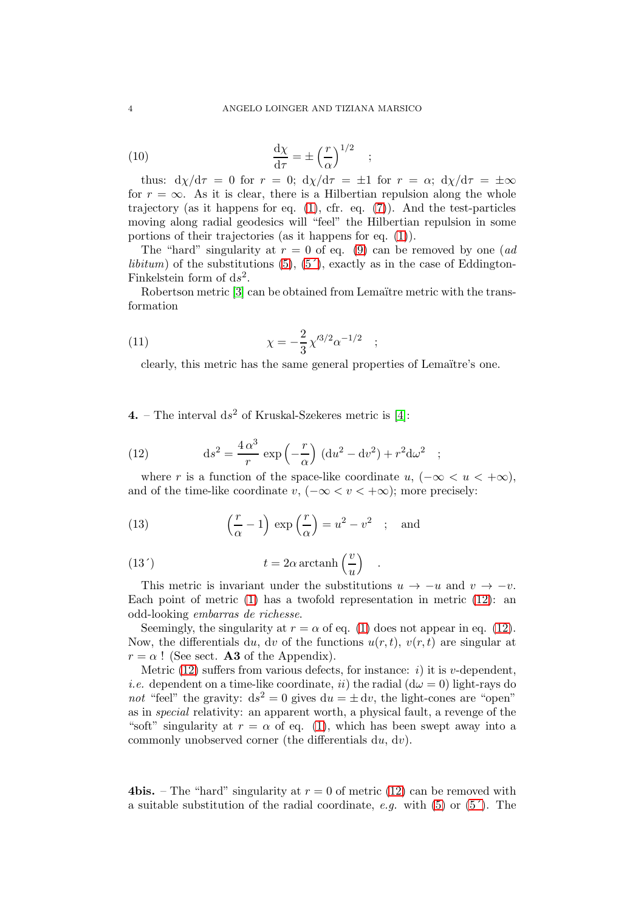$$\frac{\mathrm{d}\chi}{\mathrm{d}\tau} = \pm \left(\frac{r}{\alpha}\right)^{1/2} \quad ; \tag{10}$$

thus: $\mathrm{d}\chi/\mathrm{d}\tau = 0$ for $r = 0$; $\mathrm{d}\chi/\mathrm{d}\tau = \pm 1$ for $r = \alpha$; $\mathrm{d}\chi/\mathrm{d}\tau = \pm\infty$ for $r = \infty$. As it is clear, there is a Hilbertian repulsion along the whole trajectory (as it happens for eq. (1), cfr. eq. (7)). And the test-particles moving along radial geodesics will "feel" the Hilbertian repulsion in some portions of their trajectories (as it happens for eq. (1)).

The "hard" singularity at $r = 0$ of eq. (9) can be removed by one (*ad libitum*) of the substitutions (5), (5´), exactly as in the case of Eddington-Finkelstein form of $\mathrm{d}s^2$.

Robertson metric [3] can be obtained from Lemaître metric with the transformation

$$\chi = -\frac{2}{3}\chi'^{3/2}\alpha^{-1/2} \quad ; \tag{11}$$

clearly, this metric has the same general properties of Lemaître's one.

**4.** – The interval $\mathrm{d}s^2$ of Kruskal-Szekeres metric is [4]:

$$\mathrm{d}s^2 = \frac{4\,\alpha^3}{r}\exp\left(-\frac{r}{\alpha}\right)(\mathrm{d}u^2 - \mathrm{d}v^2) + r^2\mathrm{d}\omega^2 \quad ; \tag{12}$$

where $r$ is a function of the space-like coordinate $u$, $(-\infty < u < +\infty)$, and of the time-like coordinate $v$, $(-\infty < v < +\infty)$; more precisely:

$$\left(\frac{r}{\alpha} - 1\right)\exp\left(\frac{r}{\alpha}\right) = u^2 - v^2 \quad ; \quad \text{and} \tag{13}$$

$$t = 2\alpha\,\mathrm{arctanh}\left(\frac{v}{u}\right) \quad . \tag{13´}$$

This metric is invariant under the substitutions $u \to -u$ and $v \to -v$. Each point of metric (1) has a twofold representation in metric (12): an odd-looking *embarras de richesse*.

Seemingly, the singularity at $r = \alpha$ of eq. (1) does not appear in eq. (12). Now, the differentials $\mathrm{d}u$, $\mathrm{d}v$ of the functions $u(r,t)$, $v(r,t)$ are singular at $r = \alpha$ ! (See sect. **A3** of the Appendix).

Metric (12) suffers from various defects, for instance: *i*) it is $v$-dependent, *i.e.* dependent on a time-like coordinate, *ii*) the radial ($\mathrm{d}\omega = 0$) light-rays do *not* "feel" the gravity: $\mathrm{d}s^2 = 0$ gives $\mathrm{d}u = \pm\,\mathrm{d}v$, the light-cones are "open" as in *special* relativity: an apparent worth, a physical fault, a revenge of the "soft" singularity at $r = \alpha$ of eq. (1), which has been swept away into a commonly unobserved corner (the differentials $\mathrm{d}u$, $\mathrm{d}v$).

**4bis.** – The "hard" singularity at $r = 0$ of metric (12) can be removed with a suitable substitution of the radial coordinate, *e.g.* with (5) or (5´). The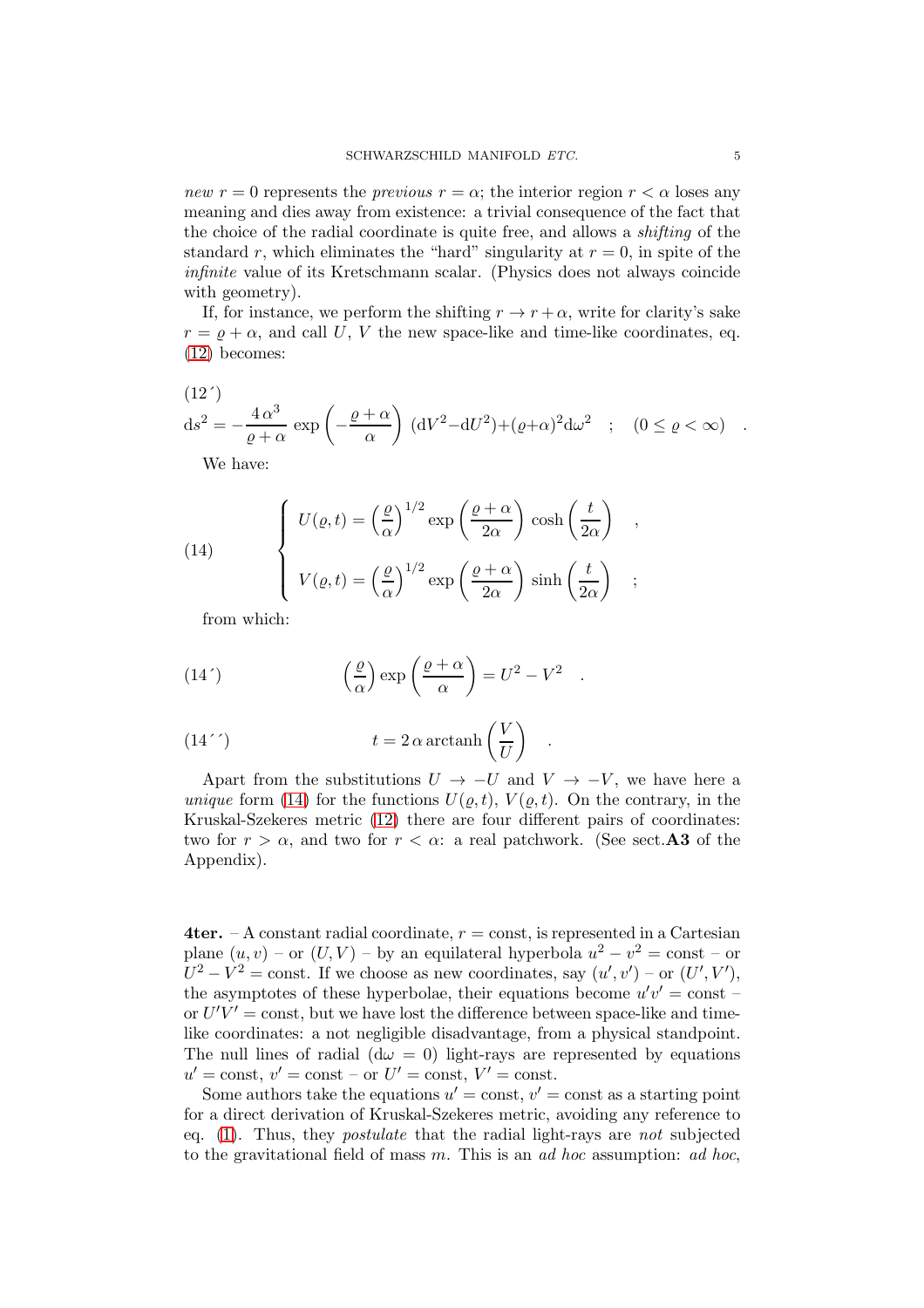*new* $r = 0$ represents the *previous* $r = \alpha$; the interior region $r < \alpha$ loses any meaning and dies away from existence: a trivial consequence of the fact that the choice of the radial coordinate is quite free, and allows a *shifting* of the standard $r$, which eliminates the "hard" singularity at $r = 0$, in spite of the *infinite* value of its Kretschmann scalar. (Physics does not always coincide with geometry).

If, for instance, we perform the shifting $r \to r + \alpha$, write for clarity's sake $r = \varrho + \alpha$, and call $U$, $V$ the new space-like and time-like coordinates, eq. (12) becomes:

(12´)

$$\mathrm{d}s^2 = -\frac{4\,\alpha^3}{\varrho+\alpha}\,\exp\left(-\frac{\varrho+\alpha}{\alpha}\right)\,(\mathrm{d}V^2-\mathrm{d}U^2)+(\varrho+\alpha)^2\mathrm{d}\omega^2 \quad ; \quad (0 \le \varrho < \infty) \quad .$$

We have:

$$\text{(14)} \qquad \begin{cases} U(\varrho,t) = \left(\dfrac{\varrho}{\alpha}\right)^{1/2} \exp\left(\dfrac{\varrho+\alpha}{2\alpha}\right) \cosh\left(\dfrac{t}{2\alpha}\right) \quad , \\[2ex] V(\varrho,t) = \left(\dfrac{\varrho}{\alpha}\right)^{1/2} \exp\left(\dfrac{\varrho+\alpha}{2\alpha}\right) \sinh\left(\dfrac{t}{2\alpha}\right) \quad ; \end{cases}$$

from which:

$$\text{(14´)} \qquad \left(\frac{\varrho}{\alpha}\right) \exp\left(\frac{\varrho+\alpha}{\alpha}\right) = U^2 - V^2 \quad .$$

$$\text{(14´´)} \qquad t = 2\,\alpha\,\mathrm{arctanh}\left(\frac{V}{U}\right) \quad .$$

Apart from the substitutions $U \to -U$ and $V \to -V$, we have here a *unique* form (14) for the functions $U(\varrho, t)$, $V(\varrho, t)$. On the contrary, in the Kruskal-Szekeres metric (12) there are four different pairs of coordinates: two for $r > \alpha$, and two for $r < \alpha$: a real patchwork. (See sect.**A3** of the Appendix).

**4ter.** – A constant radial coordinate, $r = \text{const}$, is represented in a Cartesian plane $(u, v)$ – or $(U, V)$ – by an equilateral hyperbola $u^2 - v^2 = \text{const}$ – or $U^2 - V^2 = \text{const}$. If we choose as new coordinates, say $(u', v')$ – or $(U', V')$, the asymptotes of these hyperbolae, their equations become $u'v' = \text{const}$ – or $U'V' = \text{const}$, but we have lost the difference between space-like and time-like coordinates: a not negligible disadvantage, from a physical standpoint. The null lines of radial ($\mathrm{d}\omega = 0$) light-rays are represented by equations $u' = \text{const}$, $v' = \text{const}$ – or $U' = \text{const}$, $V' = \text{const}$.

Some authors take the equations $u' = \text{const}$, $v' = \text{const}$ as a starting point for a direct derivation of Kruskal-Szekeres metric, avoiding any reference to eq. (1). Thus, they *postulate* that the radial light-rays are *not* subjected to the gravitational field of mass $m$. This is an *ad hoc* assumption: *ad hoc*,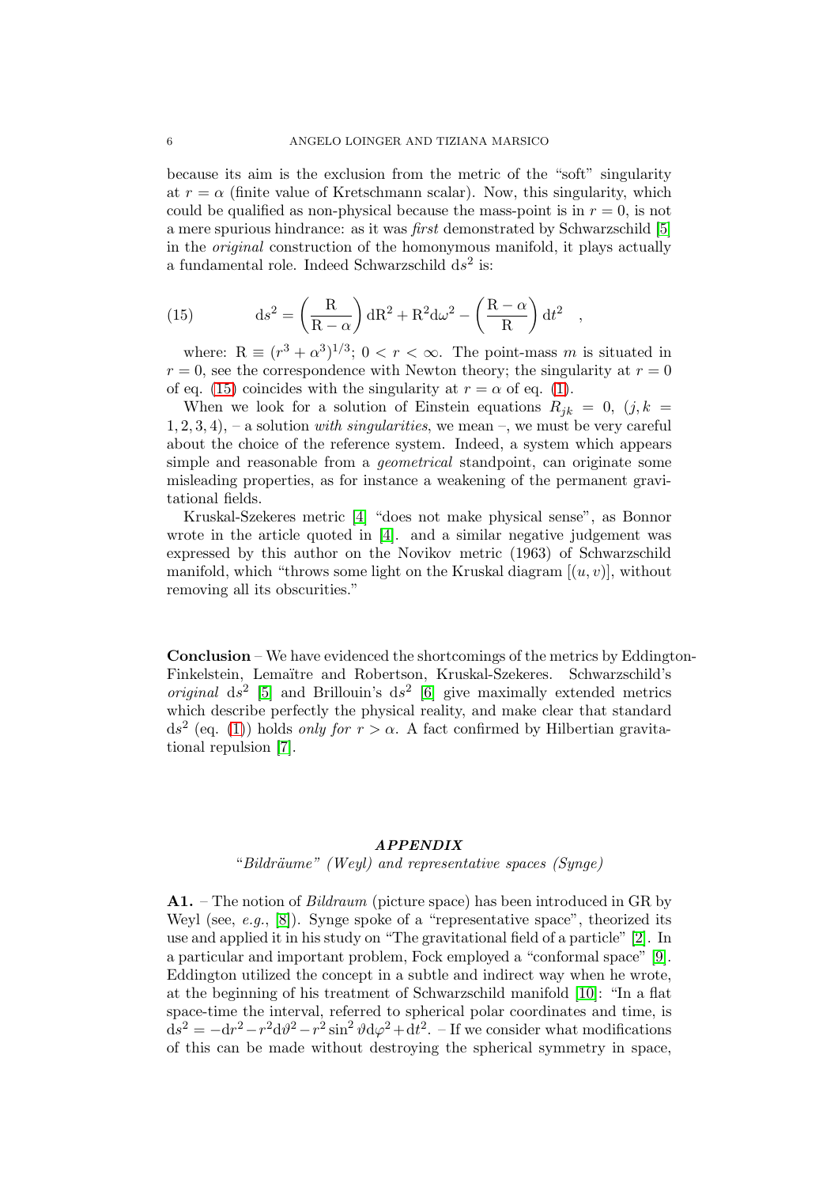because its aim is the exclusion from the metric of the "soft" singularity at $r = \alpha$ (finite value of Kretschmann scalar). Now, this singularity, which could be qualified as non-physical because the mass-point is in $r = 0$, is not a mere spurious hindrance: as it was *first* demonstrated by Schwarzschild [5] in the *original* construction of the homonymous manifold, it plays actually a fundamental role. Indeed Schwarzschild $\mathrm{d}s^2$ is:

$$\mathrm{d}s^2 = \left(\frac{\mathrm{R}}{\mathrm{R}-\alpha}\right)\mathrm{d}\mathrm{R}^2 + \mathrm{R}^2\mathrm{d}\omega^2 - \left(\frac{\mathrm{R}-\alpha}{\mathrm{R}}\right)\mathrm{d}t^2 \quad , \tag{15}$$

where: $\mathrm{R} \equiv (r^3 + \alpha^3)^{1/3}$; $0 < r < \infty$. The point-mass $m$ is situated in $r = 0$, see the correspondence with Newton theory; the singularity at $r = 0$ of eq. (15) coincides with the singularity at $r = \alpha$ of eq. (1).

When we look for a solution of Einstein equations $R_{jk} = 0$, $(j, k = 1, 2, 3, 4)$, – a solution *with singularities*, we mean –, we must be very careful about the choice of the reference system. Indeed, a system which appears simple and reasonable from a *geometrical* standpoint, can originate some misleading properties, as for instance a weakening of the permanent gravitational fields.

Kruskal-Szekeres metric [4] "does not make physical sense", as Bonnor wrote in the article quoted in [4]. and a similar negative judgement was expressed by this author on the Novikov metric (1963) of Schwarzschild manifold, which "throws some light on the Kruskal diagram $[(u, v)]$, without removing all its obscurities."

**Conclusion** – We have evidenced the shortcomings of the metrics by Eddington-Finkelstein, Lemaître and Robertson, Kruskal-Szekeres. Schwarzschild's *original* $\mathrm{d}s^2$ [5] and Brillouin's $\mathrm{d}s^2$ [6] give maximally extended metrics which describe perfectly the physical reality, and make clear that standard $\mathrm{d}s^2$ (eq. (1)) holds *only for* $r > \alpha$. A fact confirmed by Hilbertian gravitational repulsion [7].

## *APPENDIX*

"*Bildräume" (Weyl) and representative spaces (Synge)*

**A1.** – The notion of *Bildraum* (picture space) has been introduced in GR by Weyl (see, *e.g.*, [8]). Synge spoke of a "representative space", theorized its use and applied it in his study on "The gravitational field of a particle" [2]. In a particular and important problem, Fock employed a "conformal space" [9]. Eddington utilized the concept in a subtle and indirect way when he wrote, at the beginning of his treatment of Schwarzschild manifold [10]: "In a flat space-time the interval, referred to spherical polar coordinates and time, is $\mathrm{d}s^2 = -\mathrm{d}r^2 - r^2\mathrm{d}\vartheta^2 - r^2\sin^2\vartheta\mathrm{d}\varphi^2 + \mathrm{d}t^2$. – If we consider what modifications of this can be made without destroying the spherical symmetry in space,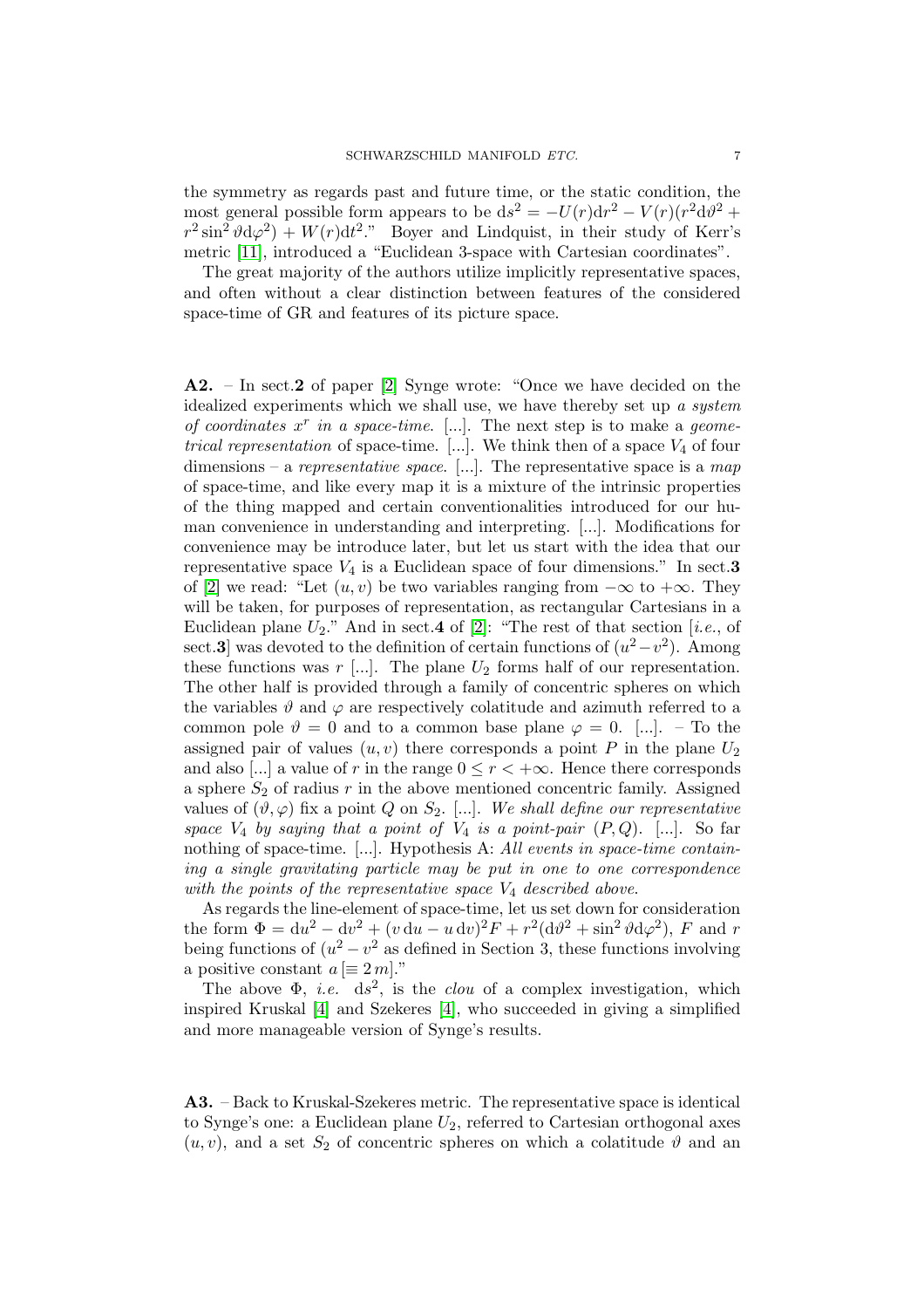the symmetry as regards past and future time, or the static condition, the most general possible form appears to be $\mathrm{d}s^2 = -U(r)\mathrm{d}r^2 - V(r)(r^2\mathrm{d}\vartheta^2 + r^2\sin^2\vartheta\mathrm{d}\varphi^2) + W(r)\mathrm{d}t^2$." Boyer and Lindquist, in their study of Kerr's metric [11], introduced a "Euclidean 3-space with Cartesian coordinates".

The great majority of the authors utilize implicitly representative spaces, and often without a clear distinction between features of the considered space-time of GR and features of its picture space.

**A2.** – In sect.**2** of paper [2] Synge wrote: "Once we have decided on the idealized experiments which we shall use, we have thereby set up *a system of coordinates $x^r$ in a space-time*. [...]. The next step is to make a *geometrical representation* of space-time. [...]. We think then of a space $V_4$ of four dimensions – a *representative space*. [...]. The representative space is a *map* of space-time, and like every map it is a mixture of the intrinsic properties of the thing mapped and certain conventionalities introduced for our human convenience in understanding and interpreting. [...]. Modifications for convenience may be introduce later, but let us start with the idea that our representative space $V_4$ is a Euclidean space of four dimensions." In sect.**3** of [2] we read: "Let $(u, v)$ be two variables ranging from $-\infty$ to $+\infty$. They will be taken, for purposes of representation, as rectangular Cartesians in a Euclidean plane $U_2$." And in sect.**4** of [2]: "The rest of that section [*i.e.*, of sect.**3**] was devoted to the definition of certain functions of $(u^2-v^2)$. Among these functions was $r$ [...]. The plane $U_2$ forms half of our representation. The other half is provided through a family of concentric spheres on which the variables $\vartheta$ and $\varphi$ are respectively colatitude and azimuth referred to a common pole $\vartheta = 0$ and to a common base plane $\varphi = 0$. [...]. – To the assigned pair of values $(u, v)$ there corresponds a point $P$ in the plane $U_2$ and also [...] a value of $r$ in the range $0 \leq r < +\infty$. Hence there corresponds a sphere $S_2$ of radius $r$ in the above mentioned concentric family. Assigned values of $(\vartheta, \varphi)$ fix a point $Q$ on $S_2$. [...]. *We shall define our representative space $V_4$ by saying that a point of $V_4$ is a point-pair $(P, Q)$.* [...]. So far nothing of space-time. [...]. Hypothesis A: *All events in space-time containing a single gravitating particle may be put in one to one correspondence with the points of the representative space $V_4$ described above.*

As regards the line-element of space-time, let us set down for consideration the form $\Phi = \mathrm{d}u^2 - \mathrm{d}v^2 + (v\,\mathrm{d}u - u\,\mathrm{d}v)^2 F + r^2(\mathrm{d}\vartheta^2 + \sin^2\vartheta\mathrm{d}\varphi^2)$, $F$ and $r$ being functions of $(u^2 - v^2$ as defined in Section 3, these functions involving a positive constant $a\,[\equiv 2\,m]$."

The above $\Phi$, *i.e.* $\mathrm{d}s^2$, is the *clou* of a complex investigation, which inspired Kruskal [4] and Szekeres [4], who succeeded in giving a simplified and more manageable version of Synge's results.

**A3.** – Back to Kruskal-Szekeres metric. The representative space is identical to Synge's one: a Euclidean plane $U_2$, referred to Cartesian orthogonal axes $(u, v)$, and a set $S_2$ of concentric spheres on which a colatitude $\vartheta$ and an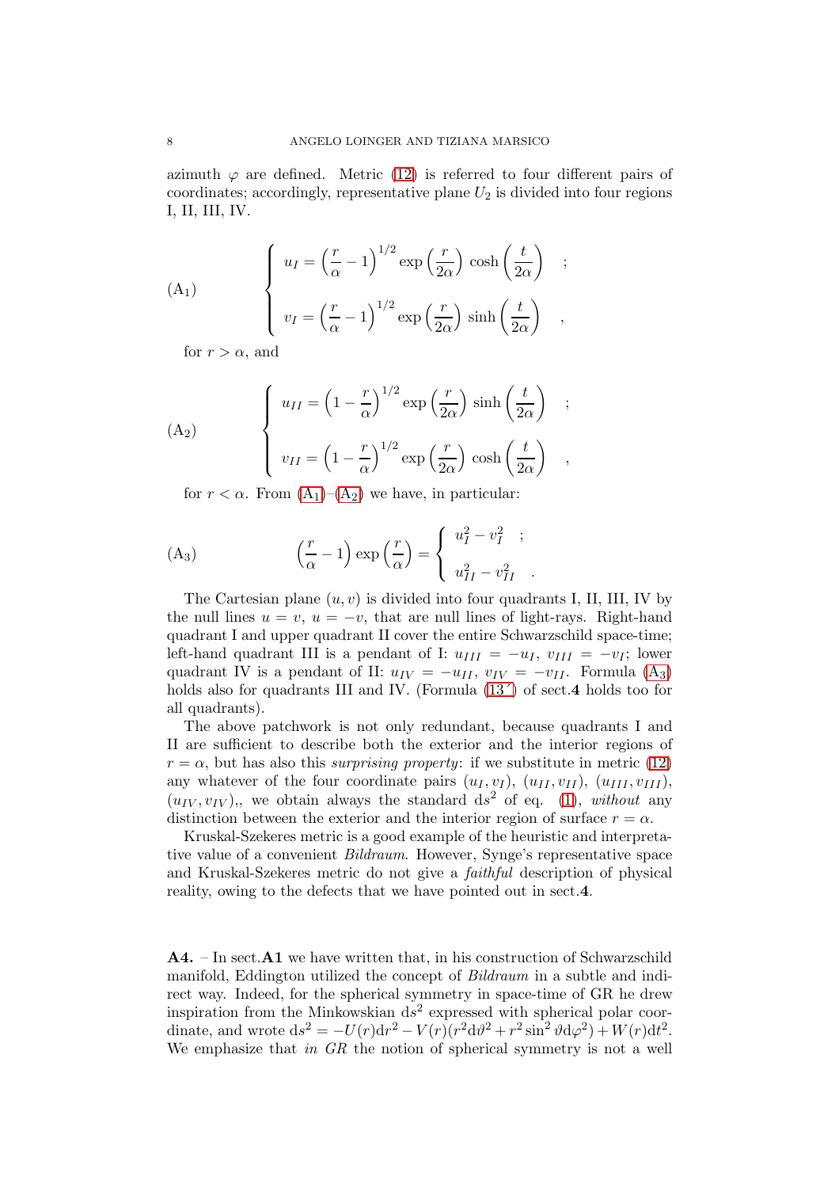azimuth $\varphi$ are defined. Metric (12) is referred to four different pairs of coordinates; accordingly, representative plane $U_2$ is divided into four regions I, II, III, IV.

$$
(\mathrm{A}_1) \qquad \begin{cases} u_I = \left(\dfrac{r}{\alpha} - 1\right)^{1/2} \exp\left(\dfrac{r}{2\alpha}\right) \cosh\left(\dfrac{t}{2\alpha}\right) & ; \\[2ex] v_I = \left(\dfrac{r}{\alpha} - 1\right)^{1/2} \exp\left(\dfrac{r}{2\alpha}\right) \sinh\left(\dfrac{t}{2\alpha}\right) & , \end{cases}
$$

for $r > \alpha$, and

$$
(\mathrm{A}_2) \qquad \begin{cases} u_{II} = \left(1 - \dfrac{r}{\alpha}\right)^{1/2} \exp\left(\dfrac{r}{2\alpha}\right) \sinh\left(\dfrac{t}{2\alpha}\right) & ; \\[2ex] v_{II} = \left(1 - \dfrac{r}{\alpha}\right)^{1/2} \exp\left(\dfrac{r}{2\alpha}\right) \cosh\left(\dfrac{t}{2\alpha}\right) & , \end{cases}
$$

for $r < \alpha$. From (A$_1$)–(A$_2$) we have, in particular:

$$
(\mathrm{A}_3) \qquad \left(\frac{r}{\alpha} - 1\right) \exp\left(\frac{r}{\alpha}\right) = \begin{cases} u_I^2 - v_I^2 & ; \\[1ex] u_{II}^2 - v_{II}^2 & . \end{cases}
$$

The Cartesian plane $(u, v)$ is divided into four quadrants I, II, III, IV by the null lines $u = v$, $u = -v$, that are null lines of light-rays. Right-hand quadrant I and upper quadrant II cover the entire Schwarzschild space-time; left-hand quadrant III is a pendant of I: $u_{III} = -u_I$, $v_{III} = -v_I$; lower quadrant IV is a pendant of II: $u_{IV} = -u_{II}$, $v_{IV} = -v_{II}$. Formula (A$_3$) holds also for quadrants III and IV. (Formula (13′) of sect.**4** holds too for all quadrants).

The above patchwork is not only redundant, because quadrants I and II are sufficient to describe both the exterior and the interior regions of $r = \alpha$, but has also this *surprising property*: if we substitute in metric (12) any whatever of the four coordinate pairs $(u_I, v_I)$, $(u_{II}, v_{II})$, $(u_{III}, v_{III})$, $(u_{IV}, v_{IV})$,, we obtain always the standard $\mathrm{d}s^2$ of eq. (1), *without* any distinction between the exterior and the interior region of surface $r = \alpha$.

Kruskal-Szekeres metric is a good example of the heuristic and interpretative value of a convenient *Bildraum*. However, Synge's representative space and Kruskal-Szekeres metric do not give a *faithful* description of physical reality, owing to the defects that we have pointed out in sect.**4**.

**A4.** – In sect.**A1** we have written that, in his construction of Schwarzschild manifold, Eddington utilized the concept of *Bildraum* in a subtle and indirect way. Indeed, for the spherical symmetry in space-time of GR he drew inspiration from the Minkowskian $\mathrm{d}s^2$ expressed with spherical polar coordinate, and wrote $\mathrm{d}s^2 = -U(r)\mathrm{d}r^2 - V(r)(r^2\mathrm{d}\vartheta^2 + r^2 \sin^2\vartheta \mathrm{d}\varphi^2) + W(r)\mathrm{d}t^2$. We emphasize that *in GR* the notion of spherical symmetry is not a well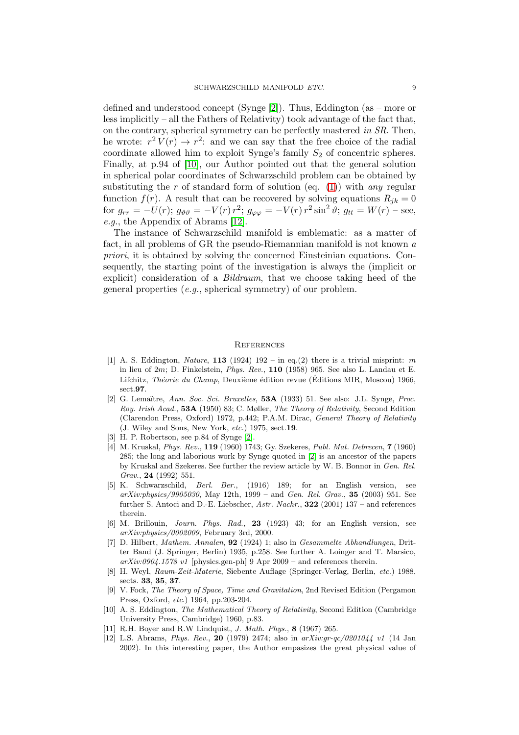defined and understood concept (Synge [2]). Thus, Eddington (as – more or less implicitly – all the Fathers of Relativity) took advantage of the fact that, on the contrary, spherical symmetry can be perfectly mastered *in SR*. Then, he wrote: $r^2\,V(r) \to r^2$: and we can say that the free choice of the radial coordinate allowed him to exploit Synge's family $S_2$ of concentric spheres. Finally, at p.94 of [10], our Author pointed out that the general solution in spherical polar coordinates of Schwarzschild problem can be obtained by substituting the $r$ of standard form of solution (eq. (1)) with *any* regular function $f(r)$. A result that can be recovered by solving equations $R_{jk} = 0$ for $g_{rr} = -U(r)$; $g_{\vartheta\vartheta} = -V(r)\,r^2$; $g_{\varphi\varphi} = -V(r)\,r^2 \sin^2\vartheta$; $g_{tt} = W(r)$ – see, *e.g.*, the Appendix of Abrams [12].

The instance of Schwarzschild manifold is emblematic: as a matter of fact, in all problems of GR the pseudo-Riemannian manifold is not known *a priori*, it is obtained by solving the concerned Einsteinian equations. Consequently, the starting point of the investigation is always the (implicit or explicit) consideration of a *Bildraum*, that we choose taking heed of the general properties (*e.g.*, spherical symmetry) of our problem.

## References

[1] A. S. Eddington, *Nature*, **113** (1924) 192 – in eq.(2) there is a trivial misprint: $m$ in lieu of $2m$; D. Finkelstein, *Phys. Rev.*, **110** (1958) 965. See also L. Landau et E. Lifchitz, *Théorie du Champ*, Deuxième édition revue (Éditions MIR, Moscou) 1966, sect.**97**.

[2] G. Lemaître, *Ann. Soc. Sci. Bruxelles*, **53A** (1933) 51. See also: J.L. Synge, *Proc. Roy. Irish Acad.*, **53A** (1950) 83; C. Møller, *The Theory of Relativity*, Second Edition (Clarendon Press, Oxford) 1972, p.442; P.A.M. Dirac, *General Theory of Relativity* (J. Wiley and Sons, New York, *etc.*) 1975, sect.**19**.

[3] H. P. Robertson, see p.84 of Synge [2].

[4] M. Kruskal, *Phys. Rev.*, **119** (1960) 1743; Gy. Szekeres, *Publ. Mat. Debrecen*, **7** (1960) 285; the long and laborious work by Synge quoted in [2] is an ancestor of the papers by Kruskal and Szekeres. See further the review article by W. B. Bonnor in *Gen. Rel. Grav.*, **24** (1992) 551.

[5] K. Schwarzschild, *Berl. Ber.*, (1916) 189; for an English version, see *arXiv:physics/9905030*, May 12th, 1999 – and *Gen. Rel. Grav.*, **35** (2003) 951. See further S. Antoci and D.-E. Liebscher, *Astr. Nachr.*, **322** (2001) 137 – and references therein.

[6] M. Brillouin, *Journ. Phys. Rad.*, **23** (1923) 43; for an English version, see *arXiv:physics/0002009*, February 3rd, 2000.

[7] D. Hilbert, *Mathem. Annalen*, **92** (1924) 1; also in *Gesammelte Abhandlungen*, Dritter Band (J. Springer, Berlin) 1935, p.258. See further A. Loinger and T. Marsico, *arXiv:0904.1578 v1* [physics.gen-ph] 9 Apr 2009 – and references therein.

[8] H. Weyl, *Raum-Zeit-Materie*, Siebente Auflage (Springer-Verlag, Berlin, *etc.*) 1988, sects. **33**, **35**, **37**.

[9] V. Fock, *The Theory of Space, Time and Gravitation*, 2nd Revised Edition (Pergamon Press, Oxford, *etc.*) 1964, pp.203-204.

[10] A. S. Eddington, *The Mathematical Theory of Relativity*, Second Edition (Cambridge University Press, Cambridge) 1960, p.83.

[11] R.H. Boyer and R.W Lindquist, *J. Math. Phys.*, **8** (1967) 265.

[12] L.S. Abrams, *Phys. Rev.*, **20** (1979) 2474; also in *arXiv:gr-qc/0201044 v1* (14 Jan 2002). In this interesting paper, the Author empasizes the great physical value of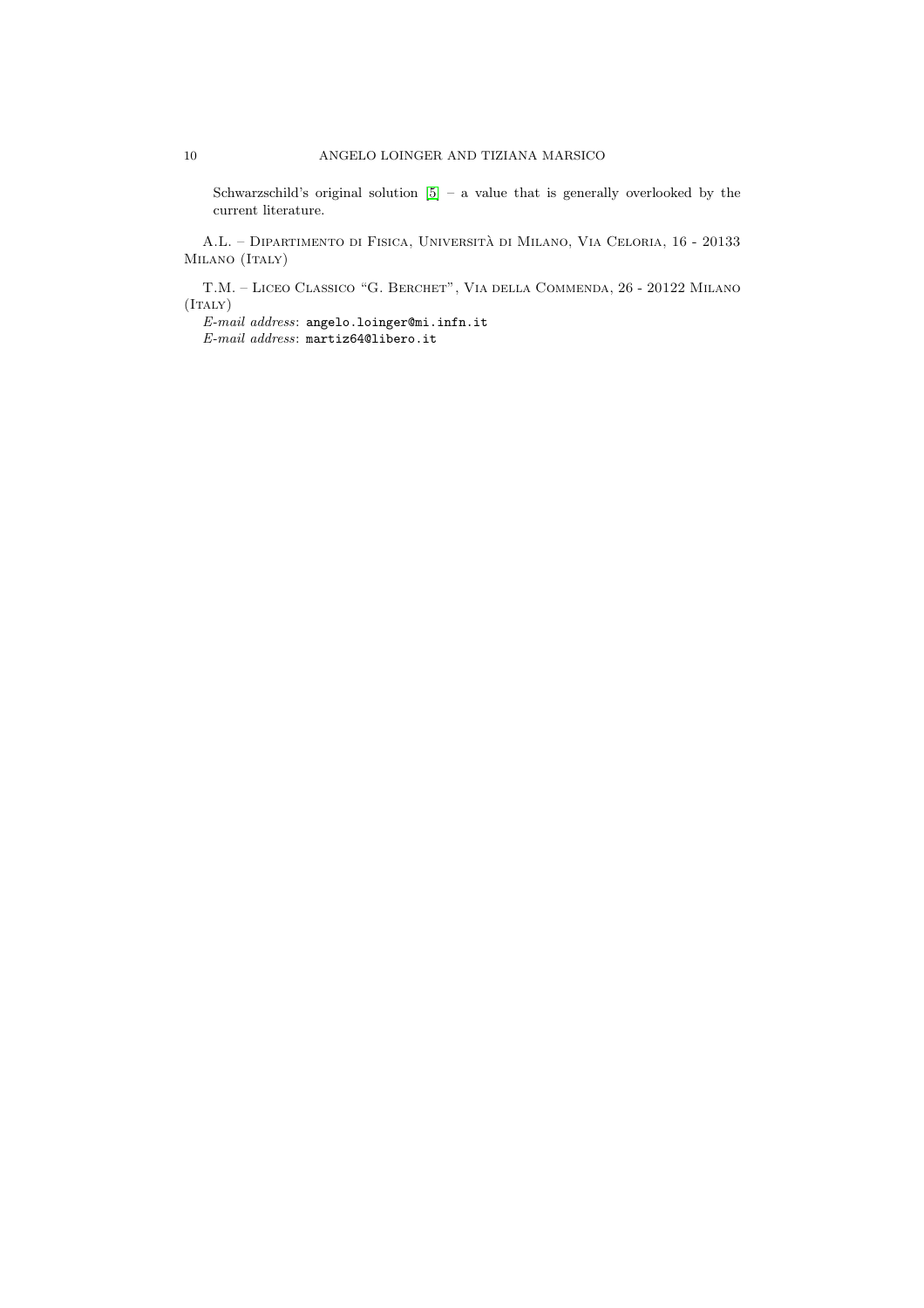Schwarzschild's original solution [5] – a value that is generally overlooked by the current literature.

A.L. – Dipartimento di Fisica, Università di Milano, Via Celoria, 16 - 20133 Milano (Italy)

T.M. – Liceo Classico "G. Berchet", Via della Commenda, 26 - 20122 Milano (Italy)

*E-mail address*: `angelo.loinger@mi.infn.it`

*E-mail address*: `martiz64@libero.it`